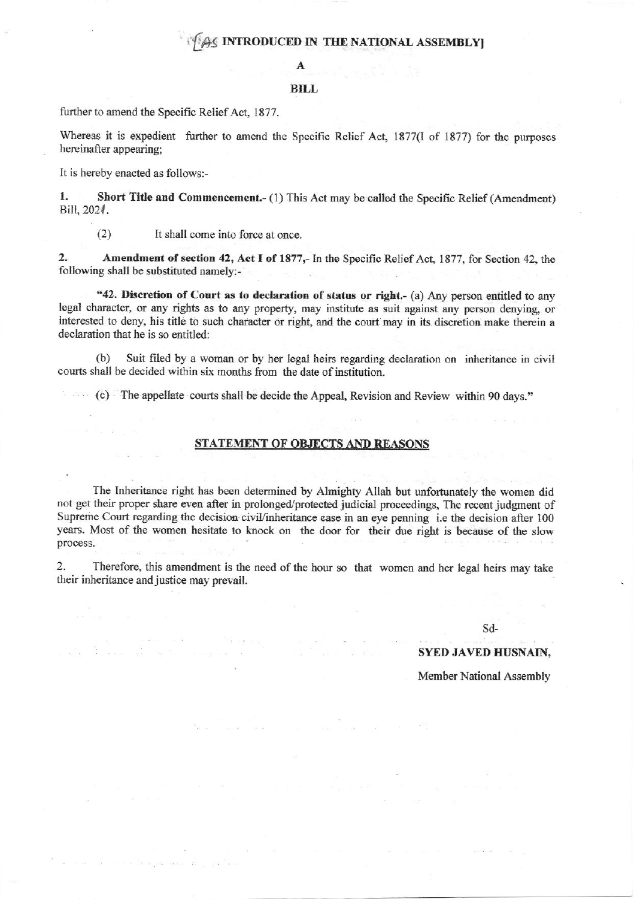[AS INTRODUCED IN THE NATIONAL ASSEMBLY]

# A

# BILL

further to amend the Specific Relief Act, 1877.

Whereas it is expedient further to amend the Specific Relief Act, 1877(I of 1877) for the purposes hereinafter appearing;

It is hereby enacted as follows:-

**1. Short Title and Commencement.**- (1) This Act may be called the Specific Relief (Amendment) Bill, 2021.

(2) It shall come into force at once.

**2. Amendment of section 42, Act I of 1877,**- In the Specific Relief Act, 1877, for Section 42, the following shall be substituted namely:-

"**42. Discretion of Court as to declaration of status or right.**- (a) Any person entitled to any legal character, or any rights as to any property, may institute as suit against any person denying, or interested to deny, his title to such character or right, and the court may in its discretion make therein a declaration that he is so entitled:

(b) Suit filed by a woman or by her legal heirs regarding declaration on inheritance in civil courts shall be decided within six months from the date of institution.

(c) The appellate courts shall be decide the Appeal, Revision and Review within 90 days."

## STATEMENT OF OBJECTS AND REASONS

The Inheritance right has been determined by Almighty Allah but unfortunately the women did not get their proper share even after in prolonged/protected judicial proceedings, The recent judgment of Supreme Court regarding the decision civil/inheritance case in an eye penning i.e the decision after 100 years. Most of the women hesitate to knock on the door for their due right is because of the slow process.

2. Therefore, this amendment is the need of the hour so that women and her legal heirs may take their inheritance and justice may prevail.

Sd-

**SYED JAVED HUSNAIN,**

Member National Assembly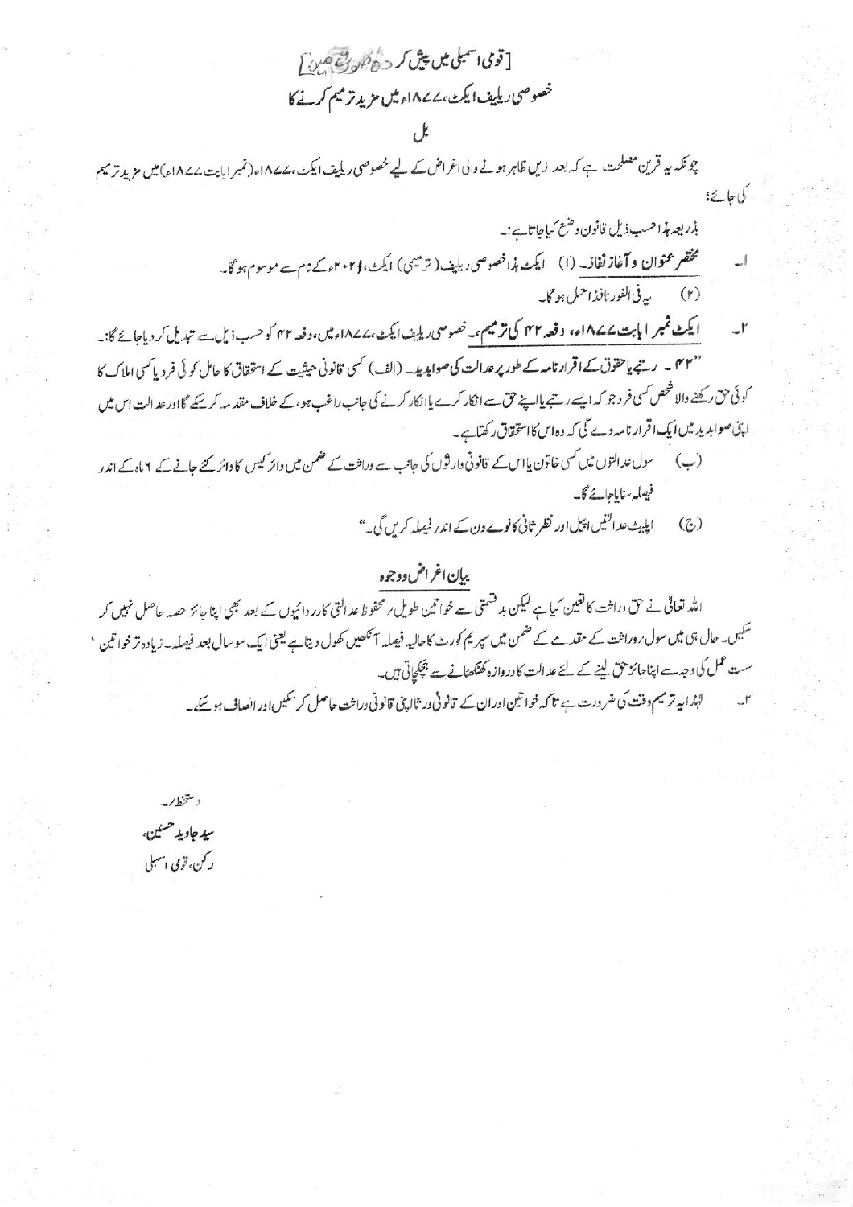[قومی اسمبلی میں پیش کردہ صورت میں]

## خصوصی ریلیف ایکٹ، ۱۸۷۷ء میں مزید ترمیم کرنے کا

## بل

چونکہ یہ قرین مصلحت ہے کہ بعد ازیں ظاہر ہونے والی اغراض کے لیے خصوصی ریلیف ایکٹ، ۱۸۷۷ء (نمبر ا بابت ۱۸۷۷ء) میں مزید ترمیم کی جائے؛

بذریعہ ہذا حسب ذیل قانون وضع کیا جاتا ہے:۔

۱۔ **مختصر عنوان و آغاز نفاذ۔** (۱) ایکٹ ہذا خصوصی ریلیف (ترمیمی) ایکٹ، ۲۰۲۱ء کے نام سے موسوم ہو گا۔

(۲) یہ فی الفور نافذ العمل ہو گا۔

۲۔ **ایکٹ نمبر ا بابت ۱۸۷۷ء، دفعہ ۴۲ کی ترمیم۔** خصوصی ریلیف ایکٹ، ۱۸۷۷ء میں، دفعہ ۴۲ کو حسب ذیل سے تبدیل کر دیا جائے گا:۔

"۴۲۔ **رتبے یا حقوق کے اقرارنامہ کے طور پر عدالت کی صوابدید۔** (الف) کسی قانونی حیثیت کے استحقاق کا حامل کوئی فرد یا کسی املاک کا کوئی حق رکھنے والا شخص کسی فرد جو کہ ایسے رتبے یا اپنے حق سے انکار کرے یا انکار کرنے کی جانب راغب ہو، کے خلاف مقدمہ کر سکے گا اور عدالت اس میں اپنی صوابدید میں ایک اقرارنامہ دے گی کہ وہ اس کا استحقاق رکھتا ہے۔

(ب) سول عدالتوں میں کسی خاتون یا اس کے قانونی وارثوں کی جانب سے وراثت کے ضمن میں دائر کیس کا دائر کئے جانے کے ۶ ماہ کے اندر فیصلہ سنایا جائے گا۔

(ج) اپلیٹ عدالتیں اپیل اور نظر ثانی کا نوے دن کے اندر فیصلہ کریں گی۔"

## بیان اغراض و وجوہ

اللہ تعالٰی نے حق وراثت کا تعین کیا ہے لیکن بدقسمتی سے خواتین طویل ر محفوظ عدالتی کارروائیوں کے بعد بھی اپنا جائز حصہ حاصل نہیں کر سکیں۔ حال ہی میں سول ر وراثت کے مقدمے کے ضمن میں سپریم کورٹ کا حالیہ فیصلہ آنکھیں کھول دیتا ہے یعنی ایک سو سال بعد فیصلہ۔ زیادہ تر خواتین سست عمل کی وجہ سے اپنا جائز حق لینے کے لئے عدالت کا دروازہ کھٹکھٹانے سے ہچکچاتی ہیں۔

۲۔ لہٰذا یہ ترمیم وقت کی ضرورت ہے، تاکہ خواتین اور ان کے قانونی ورثا اپنی قانونی وراثت حاصل کر سکیں اور انصاف ہو سکے۔

دستخط/۔

**سید جاوید حسنین،**

رکن، قومی اسمبلی